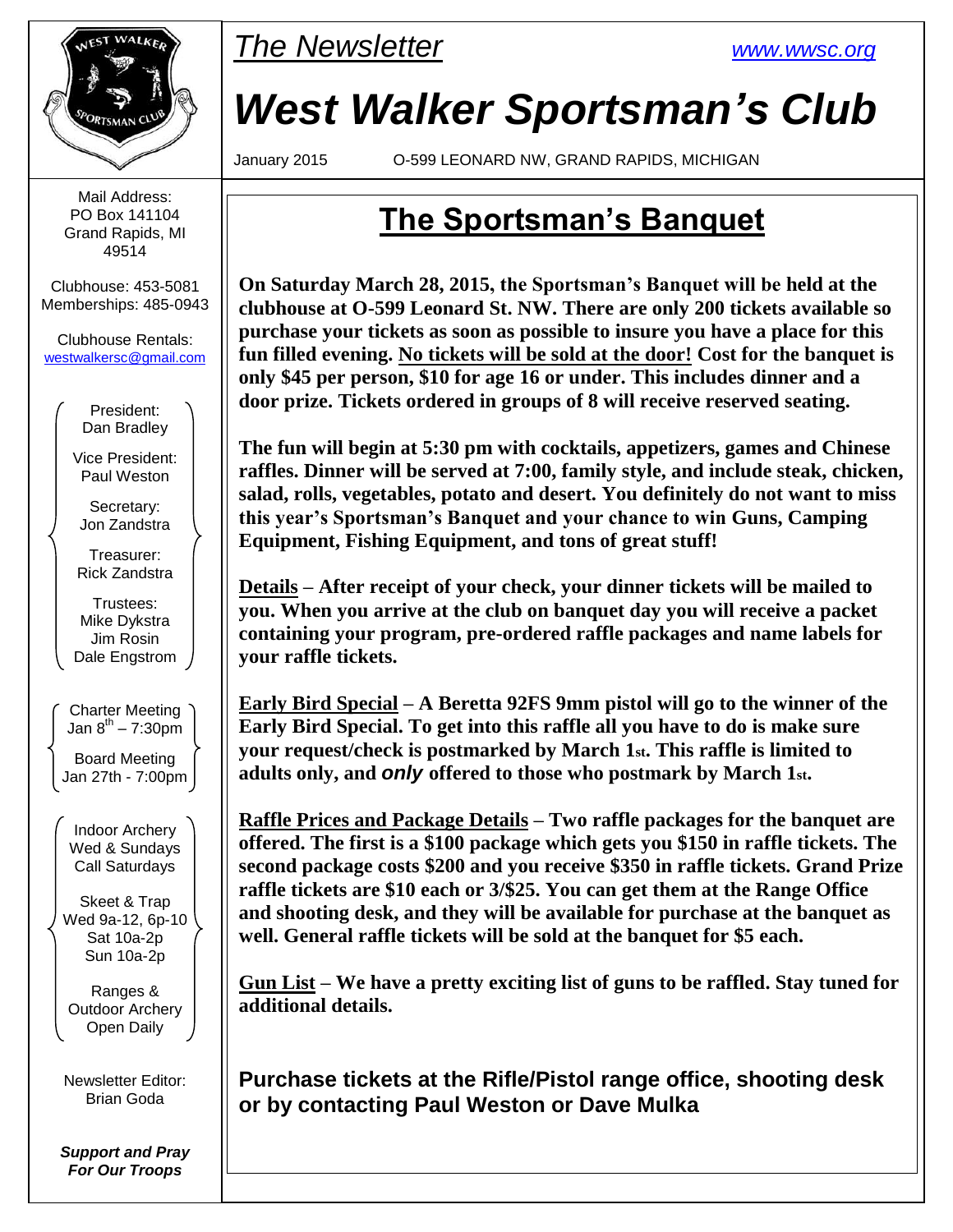*The Newsletter* [www.wwsc.org](www.wwsc.org)

# *West Walker Sportsman's Club*

January 2015 O-599 LEONARD NW, GRAND RAPIDS, MICHIGAN

Mail Address:
PO Box 141104
Grand Rapids, MI
49514

Clubhouse: 453-5081
Memberships: 485-0943

Clubhouse Rentals:
westwalkersc@gmail.com

President:
Dan Bradley

Vice President:
Paul Weston

Secretary:
Jon Zandstra

Treasurer:
Rick Zandstra

Trustees:
Mike Dykstra
Jim Rosin
Dale Engstrom

Charter Meeting
Jan 8th – 7:30pm

Board Meeting
Jan 27th - 7:00pm

Indoor Archery
Wed & Sundays
Call Saturdays

Skeet & Trap
Wed 9a-12, 6p-10
Sat 10a-2p
Sun 10a-2p

Ranges &
Outdoor Archery
Open Daily

Newsletter Editor:
Brian Goda

***Support and Pray For Our Troops***

## The Sportsman's Banquet

**On Saturday March 28, 2015, the Sportsman's Banquet will be held at the clubhouse at O-599 Leonard St. NW. There are only 200 tickets available so purchase your tickets as soon as possible to insure you have a place for this fun filled evening. No tickets will be sold at the door! Cost for the banquet is only $45 per person, $10 for age 16 or under. This includes dinner and a door prize. Tickets ordered in groups of 8 will receive reserved seating.**

**The fun will begin at 5:30 pm with cocktails, appetizers, games and Chinese raffles. Dinner will be served at 7:00, family style, and include steak, chicken, salad, rolls, vegetables, potato and desert. You definitely do not want to miss this year's Sportsman's Banquet and your chance to win Guns, Camping Equipment, Fishing Equipment, and tons of great stuff!**

**Details – After receipt of your check, your dinner tickets will be mailed to you. When you arrive at the club on banquet day you will receive a packet containing your program, pre-ordered raffle packages and name labels for your raffle tickets.**

**Early Bird Special – A Beretta 92FS 9mm pistol will go to the winner of the Early Bird Special. To get into this raffle all you have to do is make sure your request/check is postmarked by March 1st. This raffle is limited to adults only, and *only* offered to those who postmark by March 1st.**

**Raffle Prices and Package Details – Two raffle packages for the banquet are offered. The first is a $100 package which gets you $150 in raffle tickets. The second package costs $200 and you receive $350 in raffle tickets. Grand Prize raffle tickets are $10 each or 3/$25. You can get them at the Range Office and shooting desk, and they will be available for purchase at the banquet as well. General raffle tickets will be sold at the banquet for $5 each.**

**Gun List – We have a pretty exciting list of guns to be raffled. Stay tuned for additional details.**

**Purchase tickets at the Rifle/Pistol range office, shooting desk or by contacting Paul Weston or Dave Mulka**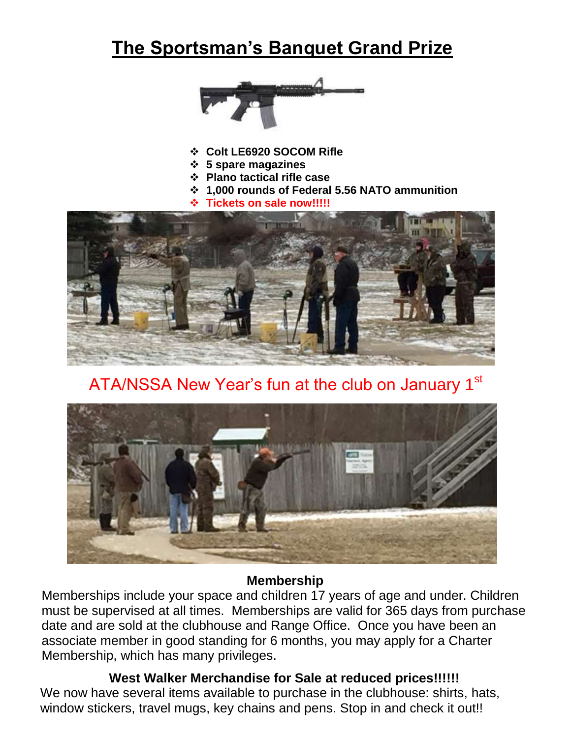# The Sportsman's Banquet Grand Prize

- **Colt LE6920 SOCOM Rifle**
- **5 spare magazines**
- **Plano tactical rifle case**
- **1,000 rounds of Federal 5.56 NATO ammunition**
- **Tickets on sale now!!!!!**

ATA/NSSA New Year's fun at the club on January 1st

**Membership**

Memberships include your space and children 17 years of age and under. Children must be supervised at all times. Memberships are valid for 365 days from purchase date and are sold at the clubhouse and Range Office. Once you have been an associate member in good standing for 6 months, you may apply for a Charter Membership, which has many privileges.

**West Walker Merchandise for Sale at reduced prices!!!!!!**

We now have several items available to purchase in the clubhouse: shirts, hats, window stickers, travel mugs, key chains and pens. Stop in and check it out!!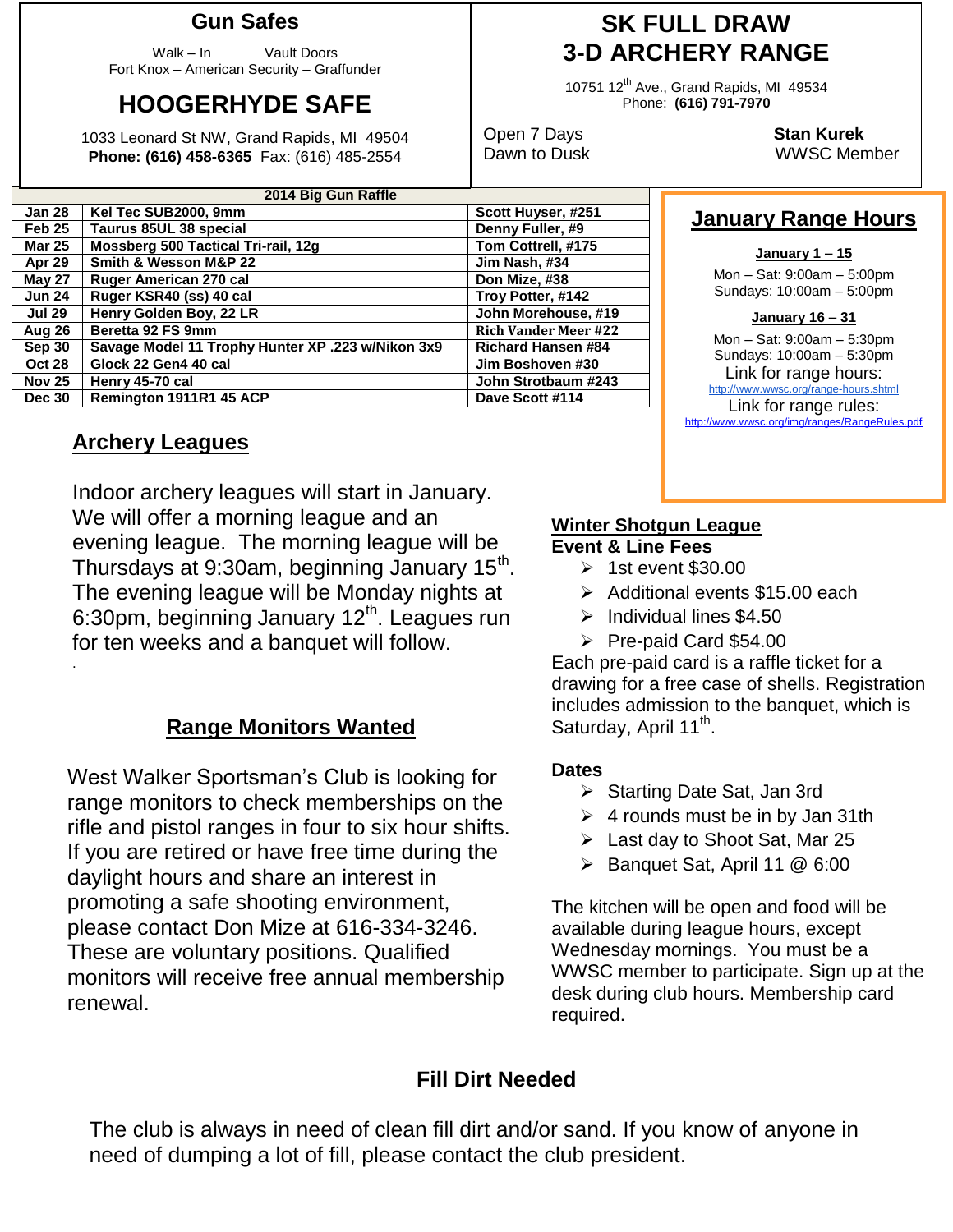## Gun Safes

Walk – In Vault Doors
Fort Knox – American Security – Graffunder

## HOOGERHYDE SAFE

1033 Leonard St NW, Grand Rapids, MI 49504
**Phone: (616) 458-6365** Fax: (616) 485-2554

## SK FULL DRAW 3-D ARCHERY RANGE

10751 12th Ave., Grand Rapids, MI 49534
Phone: **(616) 791-7970**

Open 7 Days
Dawn to Dusk

**Stan Kurek**
WWSC Member

| 2014 Big Gun Raffle | | |
|---|---|---|
| **Jan 28** | **Kel Tec SUB2000, 9mm** | **Scott Huyser, #251** |
| **Feb 25** | **Taurus 85UL 38 special** | **Denny Fuller, #9** |
| **Mar 25** | **Mossberg 500 Tactical Tri-rail, 12g** | **Tom Cottrell, #175** |
| **Apr 29** | **Smith & Wesson M&P 22** | **Jim Nash, #34** |
| **May 27** | **Ruger American 270 cal** | **Don Mize, #38** |
| **Jun 24** | **Ruger KSR40 (ss) 40 cal** | **Troy Potter, #142** |
| **Jul 29** | **Henry Golden Boy, 22 LR** | **John Morehouse, #19** |
| **Aug 26** | **Beretta 92 FS 9mm** | **Rich Vander Meer #22** |
| **Sep 30** | **Savage Model 11 Trophy Hunter XP .223 w/Nikon 3x9** | **Richard Hansen #84** |
| **Oct 28** | **Glock 22 Gen4 40 cal** | **Jim Boshoven #30** |
| **Nov 25** | **Henry 45-70 cal** | **John Strotbaum #243** |
| **Dec 30** | **Remington 1911R1 45 ACP** | **Dave Scott #114** |

## January Range Hours

**January 1 – 15**

Mon – Sat: 9:00am – 5:00pm
Sundays: 10:00am – 5:00pm

**January 16 – 31**

Mon – Sat: 9:00am – 5:30pm
Sundays: 10:00am – 5:30pm

Link for range hours:
http://www.wwsc.org/range-hours.shtml

Link for range rules:
http://www.wwsc.org/img/ranges/RangeRules.pdf

## Archery Leagues

Indoor archery leagues will start in January. We will offer a morning league and an evening league. The morning league will be Thursdays at 9:30am, beginning January 15th. The evening league will be Monday nights at 6:30pm, beginning January 12th. Leagues run for ten weeks and a banquet will follow.

## Range Monitors Wanted

West Walker Sportsman's Club is looking for range monitors to check memberships on the rifle and pistol ranges in four to six hour shifts. If you are retired or have free time during the daylight hours and share an interest in promoting a safe shooting environment, please contact Don Mize at 616-334-3246. These are voluntary positions. Qualified monitors will receive free annual membership renewal.

## Winter Shotgun League

**Event & Line Fees**

- 1st event $30.00
- Additional events $15.00 each
- Individual lines $4.50
- Pre-paid Card $54.00

Each pre-paid card is a raffle ticket for a drawing for a free case of shells. Registration includes admission to the banquet, which is Saturday, April 11th.

**Dates**

- Starting Date Sat, Jan 3rd
- 4 rounds must be in by Jan 31th
- Last day to Shoot Sat, Mar 25
- Banquet Sat, April 11 @ 6:00

The kitchen will be open and food will be available during league hours, except Wednesday mornings. You must be a WWSC member to participate. Sign up at the desk during club hours. Membership card required.

## Fill Dirt Needed

The club is always in need of clean fill dirt and/or sand. If you know of anyone in need of dumping a lot of fill, please contact the club president.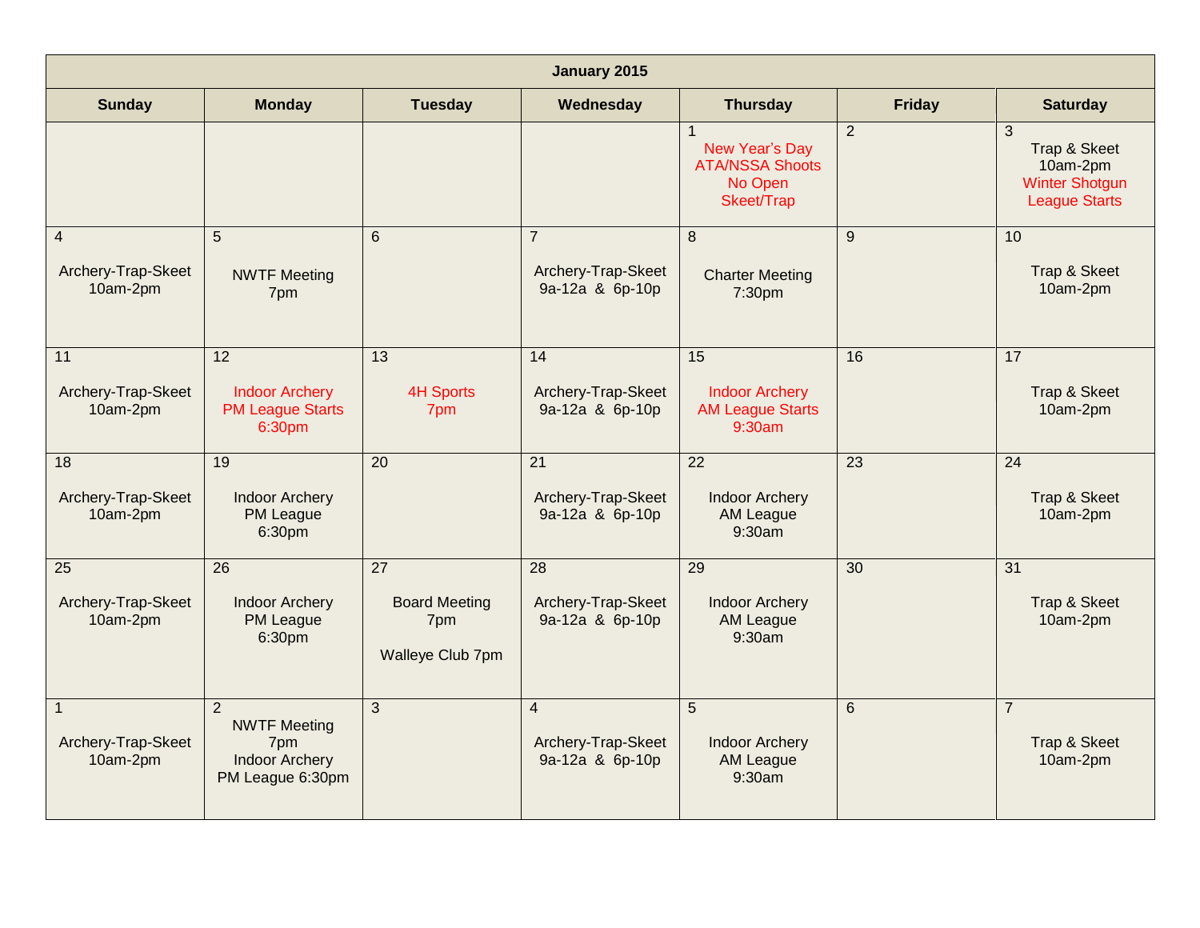| January 2015 | | | | | | |
|---|---|---|---|---|---|---|
| **Sunday** | **Monday** | **Tuesday** | **Wednesday** | **Thursday** | **Friday** | **Saturday** |
| | | | | 1 New Year's Day ATA/NSSA Shoots No Open Skeet/Trap | 2 | 3 Trap & Skeet 10am-2pm Winter Shotgun League Starts |
| 4 Archery-Trap-Skeet 10am-2pm | 5 NWTF Meeting 7pm | 6 | 7 Archery-Trap-Skeet 9a-12a & 6p-10p | 8 Charter Meeting 7:30pm | 9 | 10 Trap & Skeet 10am-2pm |
| 11 Archery-Trap-Skeet 10am-2pm | 12 Indoor Archery PM League Starts 6:30pm | 13 4H Sports 7pm | 14 Archery-Trap-Skeet 9a-12a & 6p-10p | 15 Indoor Archery AM League Starts 9:30am | 16 | 17 Trap & Skeet 10am-2pm |
| 18 Archery-Trap-Skeet 10am-2pm | 19 Indoor Archery PM League 6:30pm | 20 | 21 Archery-Trap-Skeet 9a-12a & 6p-10p | 22 Indoor Archery AM League 9:30am | 23 | 24 Trap & Skeet 10am-2pm |
| 25 Archery-Trap-Skeet 10am-2pm | 26 Indoor Archery PM League 6:30pm | 27 Board Meeting 7pm Walleye Club 7pm | 28 Archery-Trap-Skeet 9a-12a & 6p-10p | 29 Indoor Archery AM League 9:30am | 30 | 31 Trap & Skeet 10am-2pm |
| 1 Archery-Trap-Skeet 10am-2pm | 2 NWTF Meeting 7pm Indoor Archery PM League 6:30pm | 3 | 4 Archery-Trap-Skeet 9a-12a & 6p-10p | 5 Indoor Archery AM League 9:30am | 6 | 7 Trap & Skeet 10am-2pm |